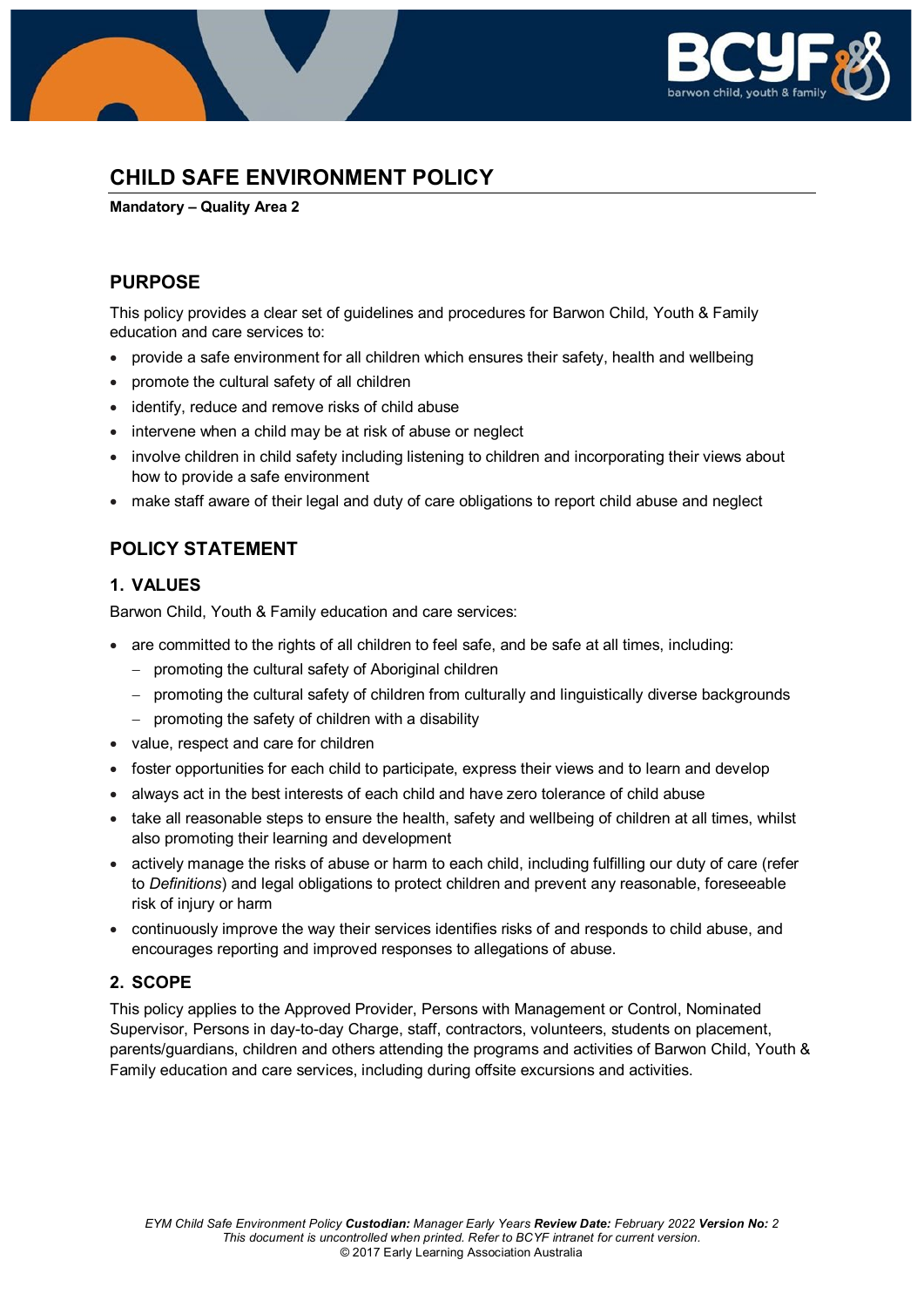# CHILD SAFE ENVIRONMENT POLICY

**Mandatory – Quality Area 2**

## PURPOSE

This policy provides a clear set of guidelines and procedures for Barwon Child, Youth & Family education and care services to:

- provide a safe environment for all children which ensures their safety, health and wellbeing
- promote the cultural safety of all children
- identify, reduce and remove risks of child abuse
- intervene when a child may be at risk of abuse or neglect
- involve children in child safety including listening to children and incorporating their views about how to provide a safe environment
- make staff aware of their legal and duty of care obligations to report child abuse and neglect

## POLICY STATEMENT

### 1. VALUES

Barwon Child, Youth & Family education and care services:

- are committed to the rights of all children to feel safe, and be safe at all times, including:
  - promoting the cultural safety of Aboriginal children
  - promoting the cultural safety of children from culturally and linguistically diverse backgrounds
  - promoting the safety of children with a disability
- value, respect and care for children
- foster opportunities for each child to participate, express their views and to learn and develop
- always act in the best interests of each child and have zero tolerance of child abuse
- take all reasonable steps to ensure the health, safety and wellbeing of children at all times, whilst also promoting their learning and development
- actively manage the risks of abuse or harm to each child, including fulfilling our duty of care (refer to *Definitions*) and legal obligations to protect children and prevent any reasonable, foreseeable risk of injury or harm
- continuously improve the way their services identifies risks of and responds to child abuse, and encourages reporting and improved responses to allegations of abuse.

### 2. SCOPE

This policy applies to the Approved Provider, Persons with Management or Control, Nominated Supervisor, Persons in day-to-day Charge, staff, contractors, volunteers, students on placement, parents/guardians, children and others attending the programs and activities of Barwon Child, Youth & Family education and care services, including during offsite excursions and activities.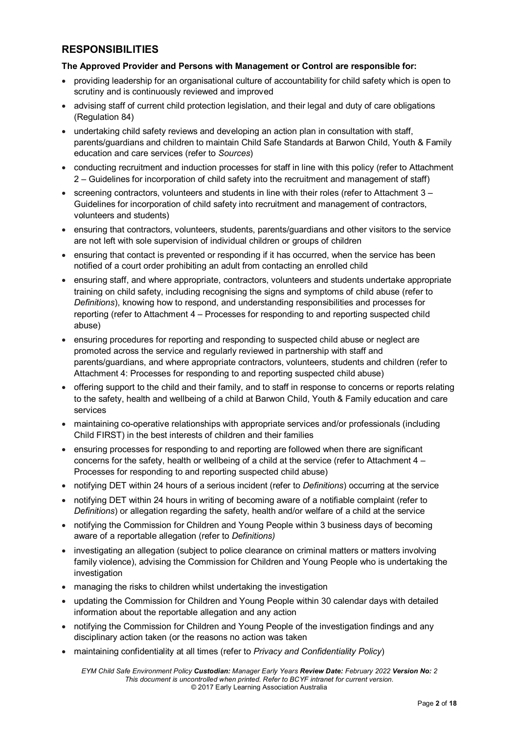## RESPONSIBILITIES

**The Approved Provider and Persons with Management or Control are responsible for:**

- providing leadership for an organisational culture of accountability for child safety which is open to scrutiny and is continuously reviewed and improved
- advising staff of current child protection legislation, and their legal and duty of care obligations (Regulation 84)
- undertaking child safety reviews and developing an action plan in consultation with staff, parents/guardians and children to maintain Child Safe Standards at Barwon Child, Youth & Family education and care services (refer to *Sources*)
- conducting recruitment and induction processes for staff in line with this policy (refer to Attachment 2 – Guidelines for incorporation of child safety into the recruitment and management of staff)
- screening contractors, volunteers and students in line with their roles (refer to Attachment 3 – Guidelines for incorporation of child safety into recruitment and management of contractors, volunteers and students)
- ensuring that contractors, volunteers, students, parents/guardians and other visitors to the service are not left with sole supervision of individual children or groups of children
- ensuring that contact is prevented or responding if it has occurred, when the service has been notified of a court order prohibiting an adult from contacting an enrolled child
- ensuring staff, and where appropriate, contractors, volunteers and students undertake appropriate training on child safety, including recognising the signs and symptoms of child abuse (refer to *Definitions*), knowing how to respond, and understanding responsibilities and processes for reporting (refer to Attachment 4 – Processes for responding to and reporting suspected child abuse)
- ensuring procedures for reporting and responding to suspected child abuse or neglect are promoted across the service and regularly reviewed in partnership with staff and parents/guardians, and where appropriate contractors, volunteers, students and children (refer to Attachment 4: Processes for responding to and reporting suspected child abuse)
- offering support to the child and their family, and to staff in response to concerns or reports relating to the safety, health and wellbeing of a child at Barwon Child, Youth & Family education and care services
- maintaining co-operative relationships with appropriate services and/or professionals (including Child FIRST) in the best interests of children and their families
- ensuring processes for responding to and reporting are followed when there are significant concerns for the safety, health or wellbeing of a child at the service (refer to Attachment 4 – Processes for responding to and reporting suspected child abuse)
- notifying DET within 24 hours of a serious incident (refer to *Definitions*) occurring at the service
- notifying DET within 24 hours in writing of becoming aware of a notifiable complaint (refer to *Definitions*) or allegation regarding the safety, health and/or welfare of a child at the service
- notifying the Commission for Children and Young People within 3 business days of becoming aware of a reportable allegation (refer to *Definitions)*
- investigating an allegation (subject to police clearance on criminal matters or matters involving family violence), advising the Commission for Children and Young People who is undertaking the investigation
- managing the risks to children whilst undertaking the investigation
- updating the Commission for Children and Young People within 30 calendar days with detailed information about the reportable allegation and any action
- notifying the Commission for Children and Young People of the investigation findings and any disciplinary action taken (or the reasons no action was taken
- maintaining confidentiality at all times (refer to *Privacy and Confidentiality Policy*)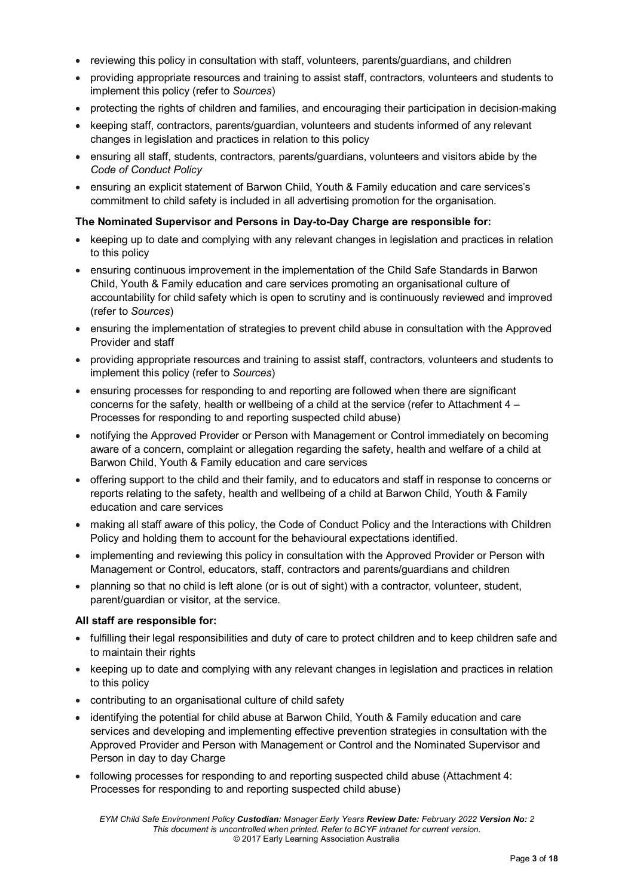- reviewing this policy in consultation with staff, volunteers, parents/guardians, and children
- providing appropriate resources and training to assist staff, contractors, volunteers and students to implement this policy (refer to *Sources*)
- protecting the rights of children and families, and encouraging their participation in decision-making
- keeping staff, contractors, parents/guardian, volunteers and students informed of any relevant changes in legislation and practices in relation to this policy
- ensuring all staff, students, contractors, parents/guardians, volunteers and visitors abide by the *Code of Conduct Policy*
- ensuring an explicit statement of Barwon Child, Youth & Family education and care services's commitment to child safety is included in all advertising promotion for the organisation.

**The Nominated Supervisor and Persons in Day-to-Day Charge are responsible for:**

- keeping up to date and complying with any relevant changes in legislation and practices in relation to this policy
- ensuring continuous improvement in the implementation of the Child Safe Standards in Barwon Child, Youth & Family education and care services promoting an organisational culture of accountability for child safety which is open to scrutiny and is continuously reviewed and improved (refer to *Sources*)
- ensuring the implementation of strategies to prevent child abuse in consultation with the Approved Provider and staff
- providing appropriate resources and training to assist staff, contractors, volunteers and students to implement this policy (refer to *Sources*)
- ensuring processes for responding to and reporting are followed when there are significant concerns for the safety, health or wellbeing of a child at the service (refer to Attachment 4 – Processes for responding to and reporting suspected child abuse)
- notifying the Approved Provider or Person with Management or Control immediately on becoming aware of a concern, complaint or allegation regarding the safety, health and welfare of a child at Barwon Child, Youth & Family education and care services
- offering support to the child and their family, and to educators and staff in response to concerns or reports relating to the safety, health and wellbeing of a child at Barwon Child, Youth & Family education and care services
- making all staff aware of this policy, the Code of Conduct Policy and the Interactions with Children Policy and holding them to account for the behavioural expectations identified.
- implementing and reviewing this policy in consultation with the Approved Provider or Person with Management or Control, educators, staff, contractors and parents/guardians and children
- planning so that no child is left alone (or is out of sight) with a contractor, volunteer, student, parent/guardian or visitor, at the service.

**All staff are responsible for:**

- fulfilling their legal responsibilities and duty of care to protect children and to keep children safe and to maintain their rights
- keeping up to date and complying with any relevant changes in legislation and practices in relation to this policy
- contributing to an organisational culture of child safety
- identifying the potential for child abuse at Barwon Child, Youth & Family education and care services and developing and implementing effective prevention strategies in consultation with the Approved Provider and Person with Management or Control and the Nominated Supervisor and Person in day to day Charge
- following processes for responding to and reporting suspected child abuse (Attachment 4: Processes for responding to and reporting suspected child abuse)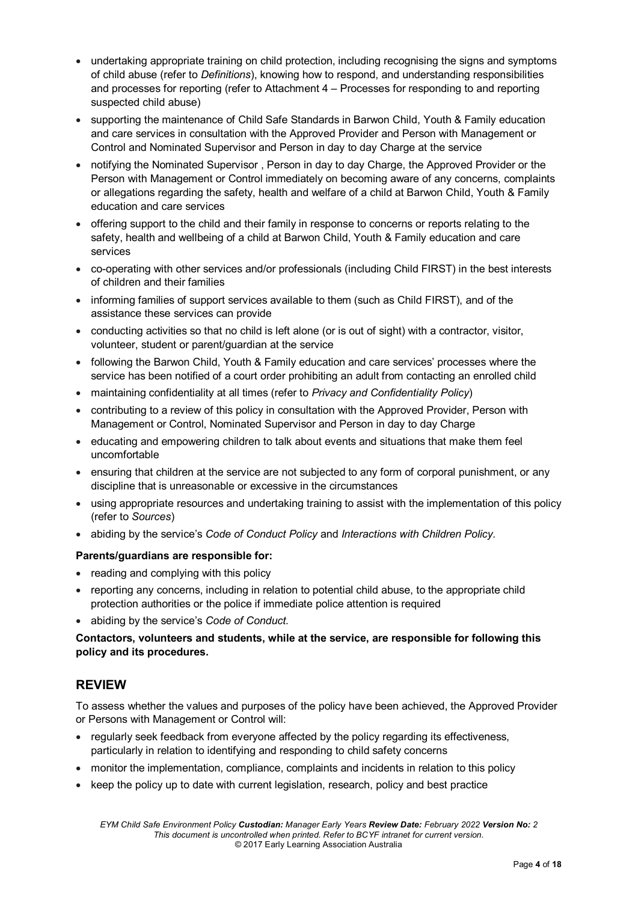- undertaking appropriate training on child protection, including recognising the signs and symptoms of child abuse (refer to *Definitions*), knowing how to respond, and understanding responsibilities and processes for reporting (refer to Attachment 4 – Processes for responding to and reporting suspected child abuse)
- supporting the maintenance of Child Safe Standards in Barwon Child, Youth & Family education and care services in consultation with the Approved Provider and Person with Management or Control and Nominated Supervisor and Person in day to day Charge at the service
- notifying the Nominated Supervisor , Person in day to day Charge, the Approved Provider or the Person with Management or Control immediately on becoming aware of any concerns, complaints or allegations regarding the safety, health and welfare of a child at Barwon Child, Youth & Family education and care services
- offering support to the child and their family in response to concerns or reports relating to the safety, health and wellbeing of a child at Barwon Child, Youth & Family education and care services
- co-operating with other services and/or professionals (including Child FIRST) in the best interests of children and their families
- informing families of support services available to them (such as Child FIRST), and of the assistance these services can provide
- conducting activities so that no child is left alone (or is out of sight) with a contractor, visitor, volunteer, student or parent/guardian at the service
- following the Barwon Child, Youth & Family education and care services' processes where the service has been notified of a court order prohibiting an adult from contacting an enrolled child
- maintaining confidentiality at all times (refer to *Privacy and Confidentiality Policy*)
- contributing to a review of this policy in consultation with the Approved Provider, Person with Management or Control, Nominated Supervisor and Person in day to day Charge
- educating and empowering children to talk about events and situations that make them feel uncomfortable
- ensuring that children at the service are not subjected to any form of corporal punishment, or any discipline that is unreasonable or excessive in the circumstances
- using appropriate resources and undertaking training to assist with the implementation of this policy (refer to *Sources*)
- abiding by the service's *Code of Conduct Policy* and *Interactions with Children Policy.*

**Parents/guardians are responsible for:**

- reading and complying with this policy
- reporting any concerns, including in relation to potential child abuse, to the appropriate child protection authorities or the police if immediate police attention is required
- abiding by the service's *Code of Conduct.*

**Contactors, volunteers and students, while at the service, are responsible for following this policy and its procedures.**

## REVIEW

To assess whether the values and purposes of the policy have been achieved, the Approved Provider or Persons with Management or Control will:

- regularly seek feedback from everyone affected by the policy regarding its effectiveness, particularly in relation to identifying and responding to child safety concerns
- monitor the implementation, compliance, complaints and incidents in relation to this policy
- keep the policy up to date with current legislation, research, policy and best practice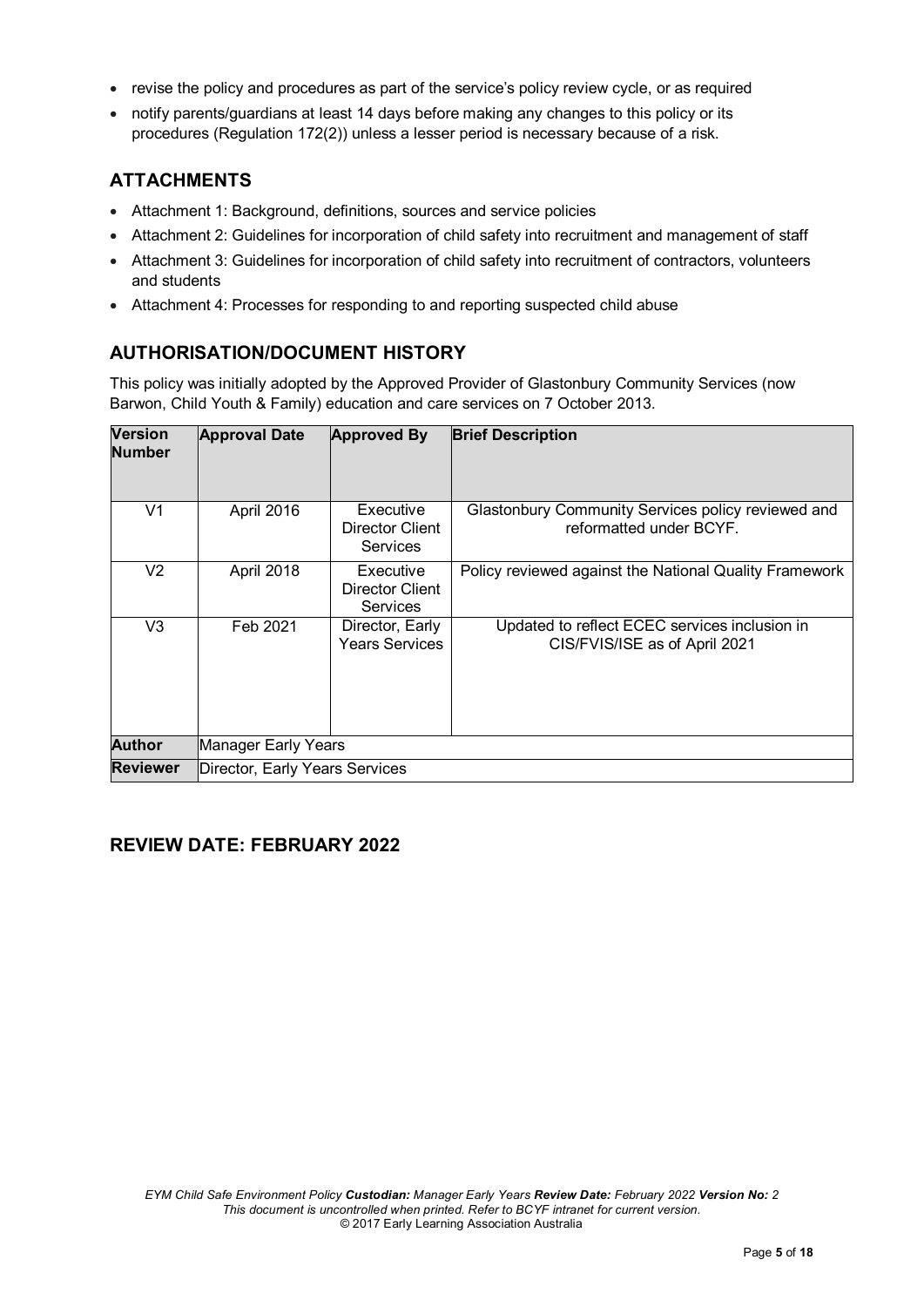- revise the policy and procedures as part of the service's policy review cycle, or as required
- notify parents/guardians at least 14 days before making any changes to this policy or its procedures (Regulation 172(2)) unless a lesser period is necessary because of a risk.

## ATTACHMENTS

- Attachment 1: Background, definitions, sources and service policies
- Attachment 2: Guidelines for incorporation of child safety into recruitment and management of staff
- Attachment 3: Guidelines for incorporation of child safety into recruitment of contractors, volunteers and students
- Attachment 4: Processes for responding to and reporting suspected child abuse

## AUTHORISATION/DOCUMENT HISTORY

This policy was initially adopted by the Approved Provider of Glastonbury Community Services (now Barwon, Child Youth & Family) education and care services on 7 October 2013.

| Version Number | Approval Date | Approved By | Brief Description |
|---|---|---|---|
| V1 | April 2016 | Executive Director Client Services | Glastonbury Community Services policy reviewed and reformatted under BCYF. |
| V2 | April 2018 | Executive Director Client Services | Policy reviewed against the National Quality Framework |
| V3 | Feb 2021 | Director, Early Years Services | Updated to reflect ECEC services inclusion in CIS/FVIS/ISE as of April 2021 |
| **Author** | Manager Early Years | | |
| **Reviewer** | Director, Early Years Services | | |

## REVIEW DATE: FEBRUARY 2022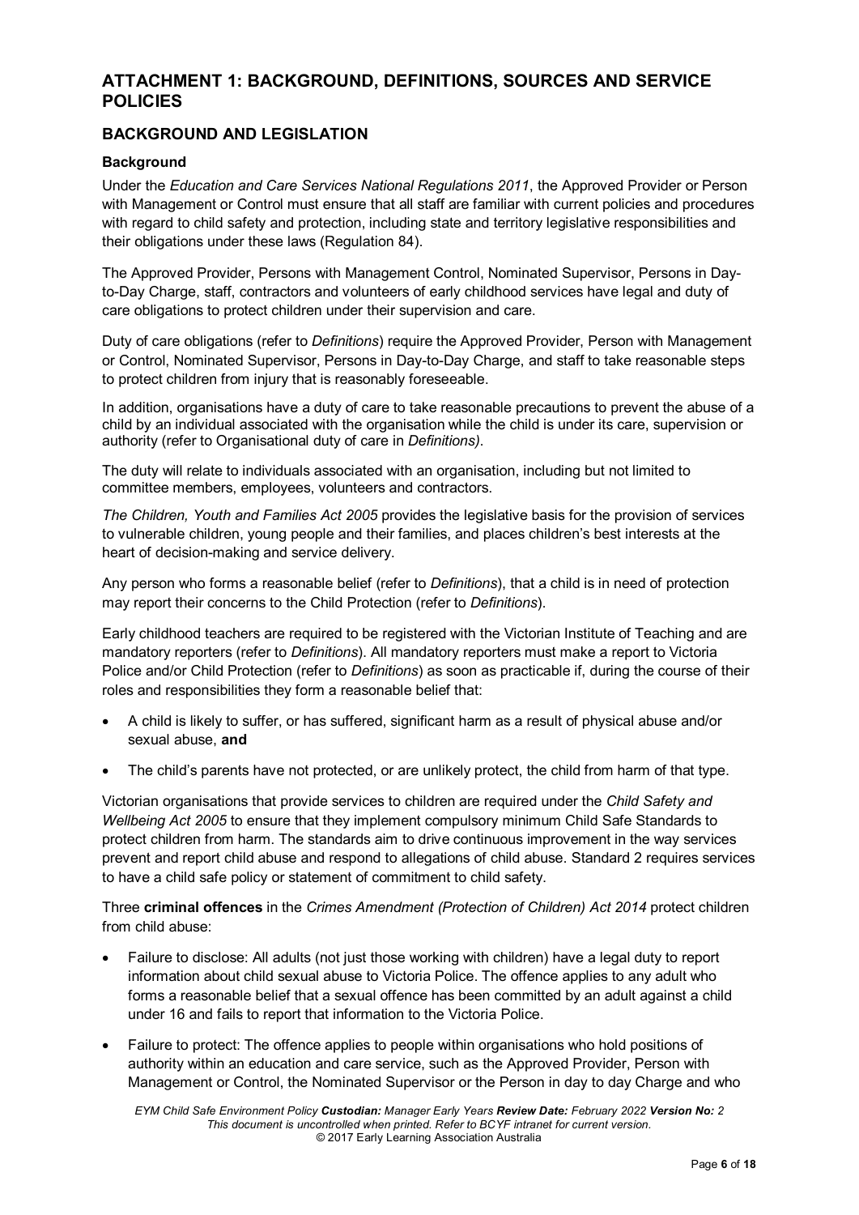# ATTACHMENT 1: BACKGROUND, DEFINITIONS, SOURCES AND SERVICE POLICIES

## BACKGROUND AND LEGISLATION

### Background

Under the *Education and Care Services National Regulations 2011*, the Approved Provider or Person with Management or Control must ensure that all staff are familiar with current policies and procedures with regard to child safety and protection, including state and territory legislative responsibilities and their obligations under these laws (Regulation 84).

The Approved Provider, Persons with Management Control, Nominated Supervisor, Persons in Day-to-Day Charge, staff, contractors and volunteers of early childhood services have legal and duty of care obligations to protect children under their supervision and care.

Duty of care obligations (refer to *Definitions*) require the Approved Provider, Person with Management or Control, Nominated Supervisor, Persons in Day-to-Day Charge, and staff to take reasonable steps to protect children from injury that is reasonably foreseeable.

In addition, organisations have a duty of care to take reasonable precautions to prevent the abuse of a child by an individual associated with the organisation while the child is under its care, supervision or authority (refer to Organisational duty of care in *Definitions)*.

The duty will relate to individuals associated with an organisation, including but not limited to committee members, employees, volunteers and contractors.

*The Children, Youth and Families Act 2005* provides the legislative basis for the provision of services to vulnerable children, young people and their families, and places children's best interests at the heart of decision-making and service delivery.

Any person who forms a reasonable belief (refer to *Definitions*), that a child is in need of protection may report their concerns to the Child Protection (refer to *Definitions*).

Early childhood teachers are required to be registered with the Victorian Institute of Teaching and are mandatory reporters (refer to *Definitions*). All mandatory reporters must make a report to Victoria Police and/or Child Protection (refer to *Definitions*) as soon as practicable if, during the course of their roles and responsibilities they form a reasonable belief that:

- A child is likely to suffer, or has suffered, significant harm as a result of physical abuse and/or sexual abuse, **and**
- The child's parents have not protected, or are unlikely protect, the child from harm of that type.

Victorian organisations that provide services to children are required under the *Child Safety and Wellbeing Act 2005* to ensure that they implement compulsory minimum Child Safe Standards to protect children from harm. The standards aim to drive continuous improvement in the way services prevent and report child abuse and respond to allegations of child abuse. Standard 2 requires services to have a child safe policy or statement of commitment to child safety.

Three **criminal offences** in the *Crimes Amendment (Protection of Children) Act 2014* protect children from child abuse:

- Failure to disclose: All adults (not just those working with children) have a legal duty to report information about child sexual abuse to Victoria Police. The offence applies to any adult who forms a reasonable belief that a sexual offence has been committed by an adult against a child under 16 and fails to report that information to the Victoria Police.
- Failure to protect: The offence applies to people within organisations who hold positions of authority within an education and care service, such as the Approved Provider, Person with Management or Control, the Nominated Supervisor or the Person in day to day Charge and who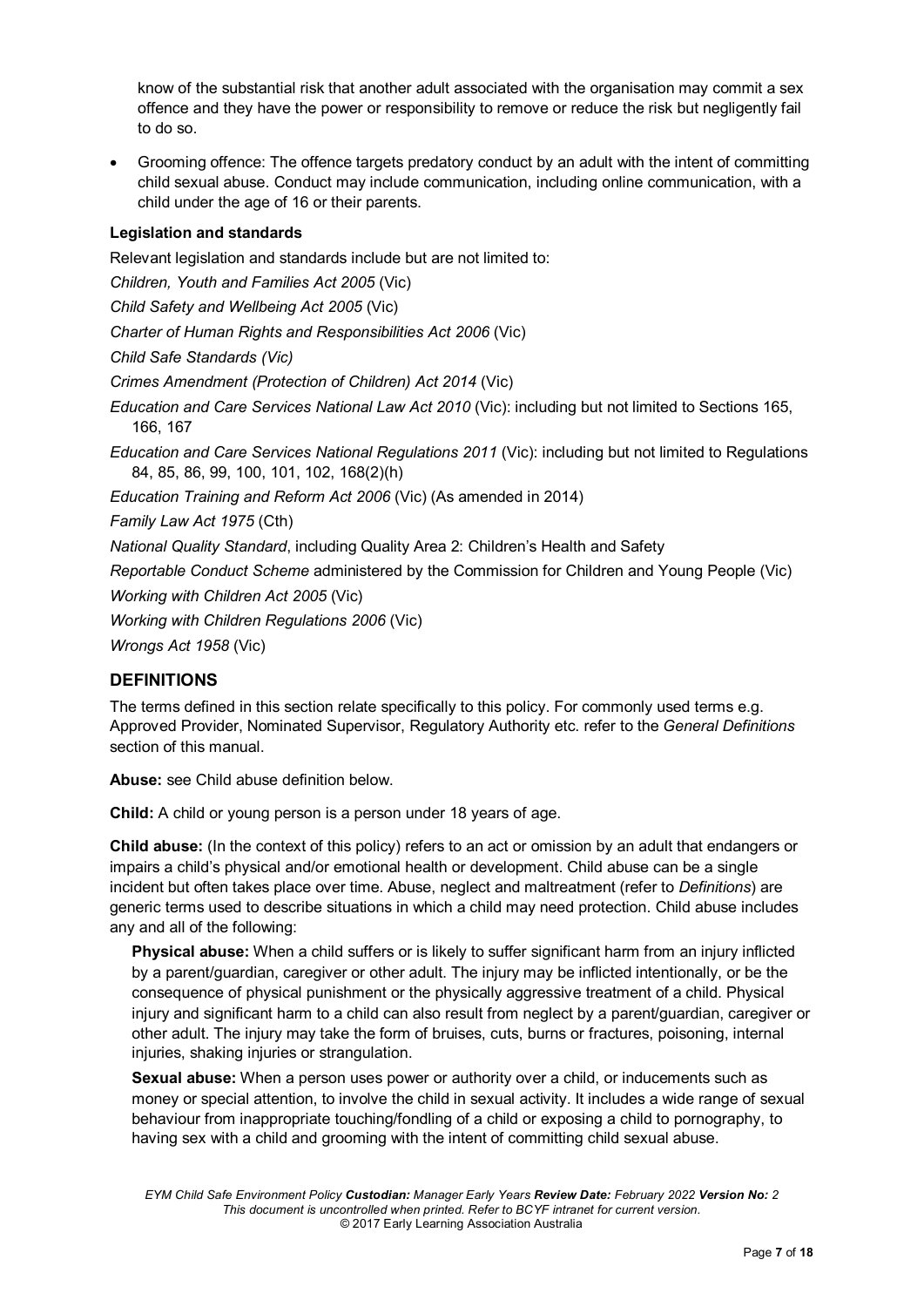know of the substantial risk that another adult associated with the organisation may commit a sex offence and they have the power or responsibility to remove or reduce the risk but negligently fail to do so.

- Grooming offence: The offence targets predatory conduct by an adult with the intent of committing child sexual abuse. Conduct may include communication, including online communication, with a child under the age of 16 or their parents.

**Legislation and standards**

Relevant legislation and standards include but are not limited to:

*Children, Youth and Families Act 2005* (Vic)

*Child Safety and Wellbeing Act 2005* (Vic)

*Charter of Human Rights and Responsibilities Act 2006* (Vic)

*Child Safe Standards (Vic)*

*Crimes Amendment (Protection of Children) Act 2014* (Vic)

*Education and Care Services National Law Act 2010* (Vic): including but not limited to Sections 165, 166, 167

*Education and Care Services National Regulations 2011* (Vic): including but not limited to Regulations 84, 85, 86, 99, 100, 101, 102, 168(2)(h)

*Education Training and Reform Act 2006* (Vic) (As amended in 2014)

*Family Law Act 1975* (Cth)

*National Quality Standard*, including Quality Area 2: Children's Health and Safety

*Reportable Conduct Scheme* administered by the Commission for Children and Young People (Vic)

*Working with Children Act 2005* (Vic)

*Working with Children Regulations 2006* (Vic)

*Wrongs Act 1958* (Vic)

## DEFINITIONS

The terms defined in this section relate specifically to this policy. For commonly used terms e.g. Approved Provider, Nominated Supervisor, Regulatory Authority etc. refer to the *General Definitions* section of this manual.

**Abuse:** see Child abuse definition below.

**Child:** A child or young person is a person under 18 years of age.

**Child abuse:** (In the context of this policy) refers to an act or omission by an adult that endangers or impairs a child's physical and/or emotional health or development. Child abuse can be a single incident but often takes place over time. Abuse, neglect and maltreatment (refer to *Definitions*) are generic terms used to describe situations in which a child may need protection. Child abuse includes any and all of the following:

**Physical abuse:** When a child suffers or is likely to suffer significant harm from an injury inflicted by a parent/guardian, caregiver or other adult. The injury may be inflicted intentionally, or be the consequence of physical punishment or the physically aggressive treatment of a child. Physical injury and significant harm to a child can also result from neglect by a parent/guardian, caregiver or other adult. The injury may take the form of bruises, cuts, burns or fractures, poisoning, internal injuries, shaking injuries or strangulation.

**Sexual abuse:** When a person uses power or authority over a child, or inducements such as money or special attention, to involve the child in sexual activity. It includes a wide range of sexual behaviour from inappropriate touching/fondling of a child or exposing a child to pornography, to having sex with a child and grooming with the intent of committing child sexual abuse.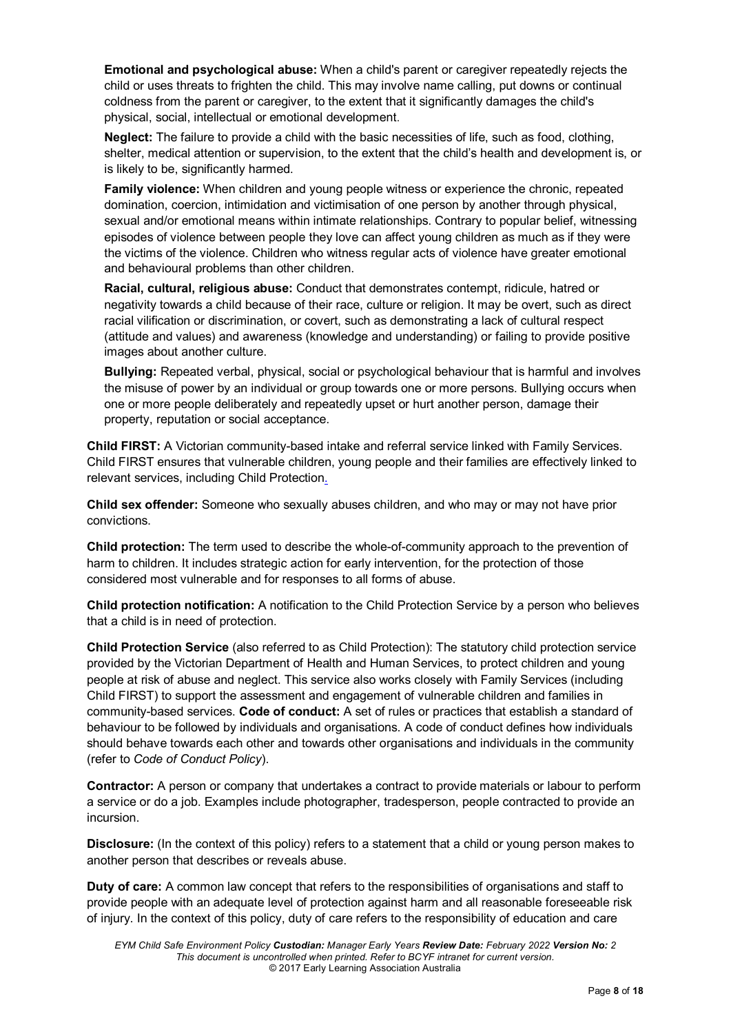**Emotional and psychological abuse:** When a child's parent or caregiver repeatedly rejects the child or uses threats to frighten the child. This may involve name calling, put downs or continual coldness from the parent or caregiver, to the extent that it significantly damages the child's physical, social, intellectual or emotional development.

**Neglect:** The failure to provide a child with the basic necessities of life, such as food, clothing, shelter, medical attention or supervision, to the extent that the child's health and development is, or is likely to be, significantly harmed.

**Family violence:** When children and young people witness or experience the chronic, repeated domination, coercion, intimidation and victimisation of one person by another through physical, sexual and/or emotional means within intimate relationships. Contrary to popular belief, witnessing episodes of violence between people they love can affect young children as much as if they were the victims of the violence. Children who witness regular acts of violence have greater emotional and behavioural problems than other children.

**Racial, cultural, religious abuse:** Conduct that demonstrates contempt, ridicule, hatred or negativity towards a child because of their race, culture or religion. It may be overt, such as direct racial vilification or discrimination, or covert, such as demonstrating a lack of cultural respect (attitude and values) and awareness (knowledge and understanding) or failing to provide positive images about another culture.

**Bullying:** Repeated verbal, physical, social or psychological behaviour that is harmful and involves the misuse of power by an individual or group towards one or more persons. Bullying occurs when one or more people deliberately and repeatedly upset or hurt another person, damage their property, reputation or social acceptance.

**Child FIRST:** A Victorian community-based intake and referral service linked with Family Services. Child FIRST ensures that vulnerable children, young people and their families are effectively linked to relevant services, including Child Protection.

**Child sex offender:** Someone who sexually abuses children, and who may or may not have prior convictions.

**Child protection:** The term used to describe the whole-of-community approach to the prevention of harm to children. It includes strategic action for early intervention, for the protection of those considered most vulnerable and for responses to all forms of abuse.

**Child protection notification:** A notification to the Child Protection Service by a person who believes that a child is in need of protection.

**Child Protection Service** (also referred to as Child Protection): The statutory child protection service provided by the Victorian Department of Health and Human Services, to protect children and young people at risk of abuse and neglect. This service also works closely with Family Services (including Child FIRST) to support the assessment and engagement of vulnerable children and families in community-based services. **Code of conduct:** A set of rules or practices that establish a standard of behaviour to be followed by individuals and organisations. A code of conduct defines how individuals should behave towards each other and towards other organisations and individuals in the community (refer to *Code of Conduct Policy*).

**Contractor:** A person or company that undertakes a contract to provide materials or labour to perform a service or do a job. Examples include photographer, tradesperson, people contracted to provide an incursion.

**Disclosure:** (In the context of this policy) refers to a statement that a child or young person makes to another person that describes or reveals abuse.

**Duty of care:** A common law concept that refers to the responsibilities of organisations and staff to provide people with an adequate level of protection against harm and all reasonable foreseeable risk of injury. In the context of this policy, duty of care refers to the responsibility of education and care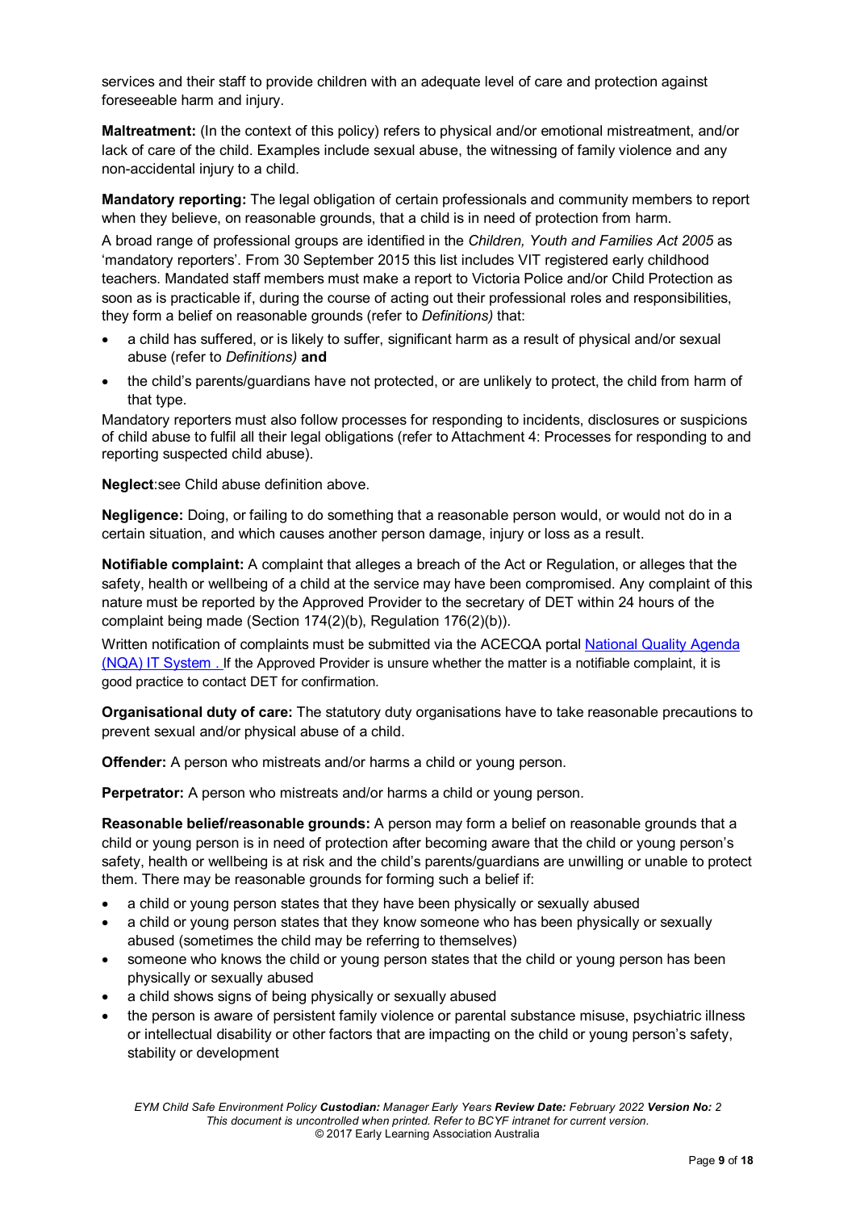services and their staff to provide children with an adequate level of care and protection against foreseeable harm and injury.

**Maltreatment:** (In the context of this policy) refers to physical and/or emotional mistreatment, and/or lack of care of the child. Examples include sexual abuse, the witnessing of family violence and any non-accidental injury to a child.

**Mandatory reporting:** The legal obligation of certain professionals and community members to report when they believe, on reasonable grounds, that a child is in need of protection from harm.

A broad range of professional groups are identified in the *Children, Youth and Families Act 2005* as 'mandatory reporters'. From 30 September 2015 this list includes VIT registered early childhood teachers. Mandated staff members must make a report to Victoria Police and/or Child Protection as soon as is practicable if, during the course of acting out their professional roles and responsibilities, they form a belief on reasonable grounds (refer to *Definitions)* that:

- a child has suffered, or is likely to suffer, significant harm as a result of physical and/or sexual abuse (refer to *Definitions)* **and**
- the child's parents/guardians have not protected, or are unlikely to protect, the child from harm of that type.

Mandatory reporters must also follow processes for responding to incidents, disclosures or suspicions of child abuse to fulfil all their legal obligations (refer to Attachment 4: Processes for responding to and reporting suspected child abuse).

**Neglect**:see Child abuse definition above.

**Negligence:** Doing, or failing to do something that a reasonable person would, or would not do in a certain situation, and which causes another person damage, injury or loss as a result.

**Notifiable complaint:** A complaint that alleges a breach of the Act or Regulation, or alleges that the safety, health or wellbeing of a child at the service may have been compromised. Any complaint of this nature must be reported by the Approved Provider to the secretary of DET within 24 hours of the complaint being made (Section 174(2)(b), Regulation 176(2)(b)).

Written notification of complaints must be submitted via the ACECQA portal National Quality Agenda (NQA) IT System . If the Approved Provider is unsure whether the matter is a notifiable complaint, it is good practice to contact DET for confirmation.

**Organisational duty of care:** The statutory duty organisations have to take reasonable precautions to prevent sexual and/or physical abuse of a child.

**Offender:** A person who mistreats and/or harms a child or young person.

**Perpetrator:** A person who mistreats and/or harms a child or young person.

**Reasonable belief/reasonable grounds:** A person may form a belief on reasonable grounds that a child or young person is in need of protection after becoming aware that the child or young person's safety, health or wellbeing is at risk and the child's parents/guardians are unwilling or unable to protect them. There may be reasonable grounds for forming such a belief if:

- a child or young person states that they have been physically or sexually abused
- a child or young person states that they know someone who has been physically or sexually abused (sometimes the child may be referring to themselves)
- someone who knows the child or young person states that the child or young person has been physically or sexually abused
- a child shows signs of being physically or sexually abused
- the person is aware of persistent family violence or parental substance misuse, psychiatric illness or intellectual disability or other factors that are impacting on the child or young person's safety, stability or development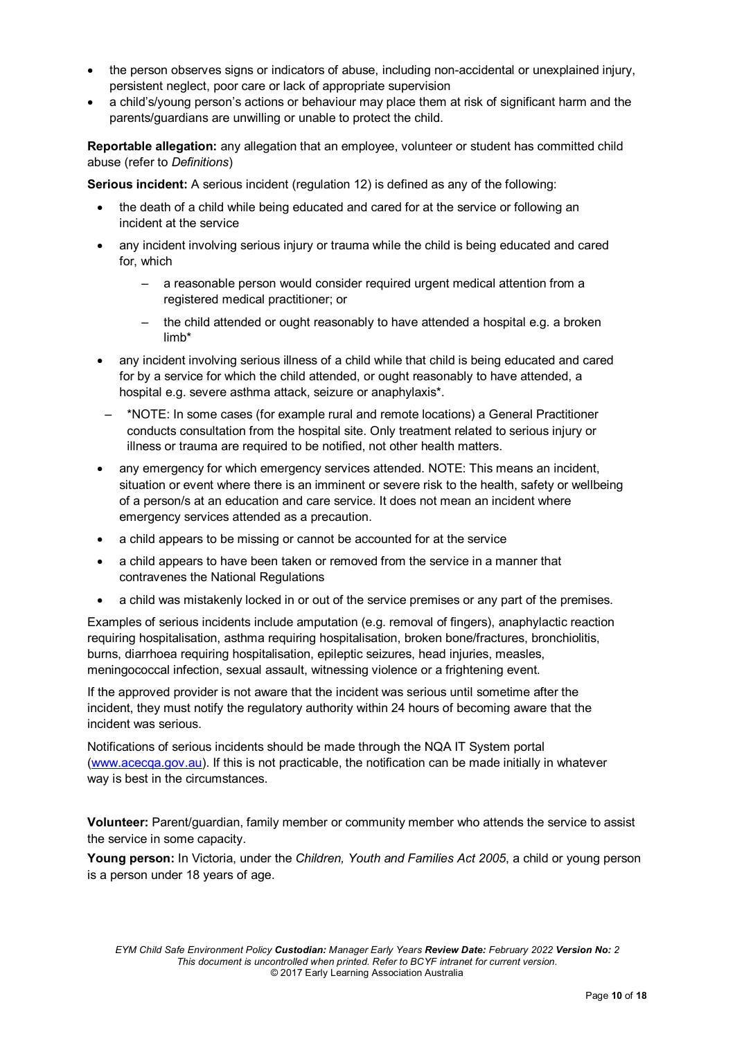- the person observes signs or indicators of abuse, including non-accidental or unexplained injury, persistent neglect, poor care or lack of appropriate supervision
- a child's/young person's actions or behaviour may place them at risk of significant harm and the parents/guardians are unwilling or unable to protect the child.

**Reportable allegation:** any allegation that an employee, volunteer or student has committed child abuse (refer to *Definitions*)

**Serious incident:** A serious incident (regulation 12) is defined as any of the following:

- the death of a child while being educated and cared for at the service or following an incident at the service
- any incident involving serious injury or trauma while the child is being educated and cared for, which
  - a reasonable person would consider required urgent medical attention from a registered medical practitioner; or
  - the child attended or ought reasonably to have attended a hospital e.g. a broken limb*
- any incident involving serious illness of a child while that child is being educated and cared for by a service for which the child attended, or ought reasonably to have attended, a hospital e.g. severe asthma attack, seizure or anaphylaxis*.
  - *NOTE: In some cases (for example rural and remote locations) a General Practitioner conducts consultation from the hospital site. Only treatment related to serious injury or illness or trauma are required to be notified, not other health matters.
- any emergency for which emergency services attended. NOTE: This means an incident, situation or event where there is an imminent or severe risk to the health, safety or wellbeing of a person/s at an education and care service. It does not mean an incident where emergency services attended as a precaution.
- a child appears to be missing or cannot be accounted for at the service
- a child appears to have been taken or removed from the service in a manner that contravenes the National Regulations
- a child was mistakenly locked in or out of the service premises or any part of the premises.

Examples of serious incidents include amputation (e.g. removal of fingers), anaphylactic reaction requiring hospitalisation, asthma requiring hospitalisation, broken bone/fractures, bronchiolitis, burns, diarrhoea requiring hospitalisation, epileptic seizures, head injuries, measles, meningococcal infection, sexual assault, witnessing violence or a frightening event.

If the approved provider is not aware that the incident was serious until sometime after the incident, they must notify the regulatory authority within 24 hours of becoming aware that the incident was serious.

Notifications of serious incidents should be made through the NQA IT System portal (www.acecqa.gov.au). If this is not practicable, the notification can be made initially in whatever way is best in the circumstances.

**Volunteer:** Parent/guardian, family member or community member who attends the service to assist the service in some capacity.

**Young person:** In Victoria, under the *Children, Youth and Families Act 2005*, a child or young person is a person under 18 years of age.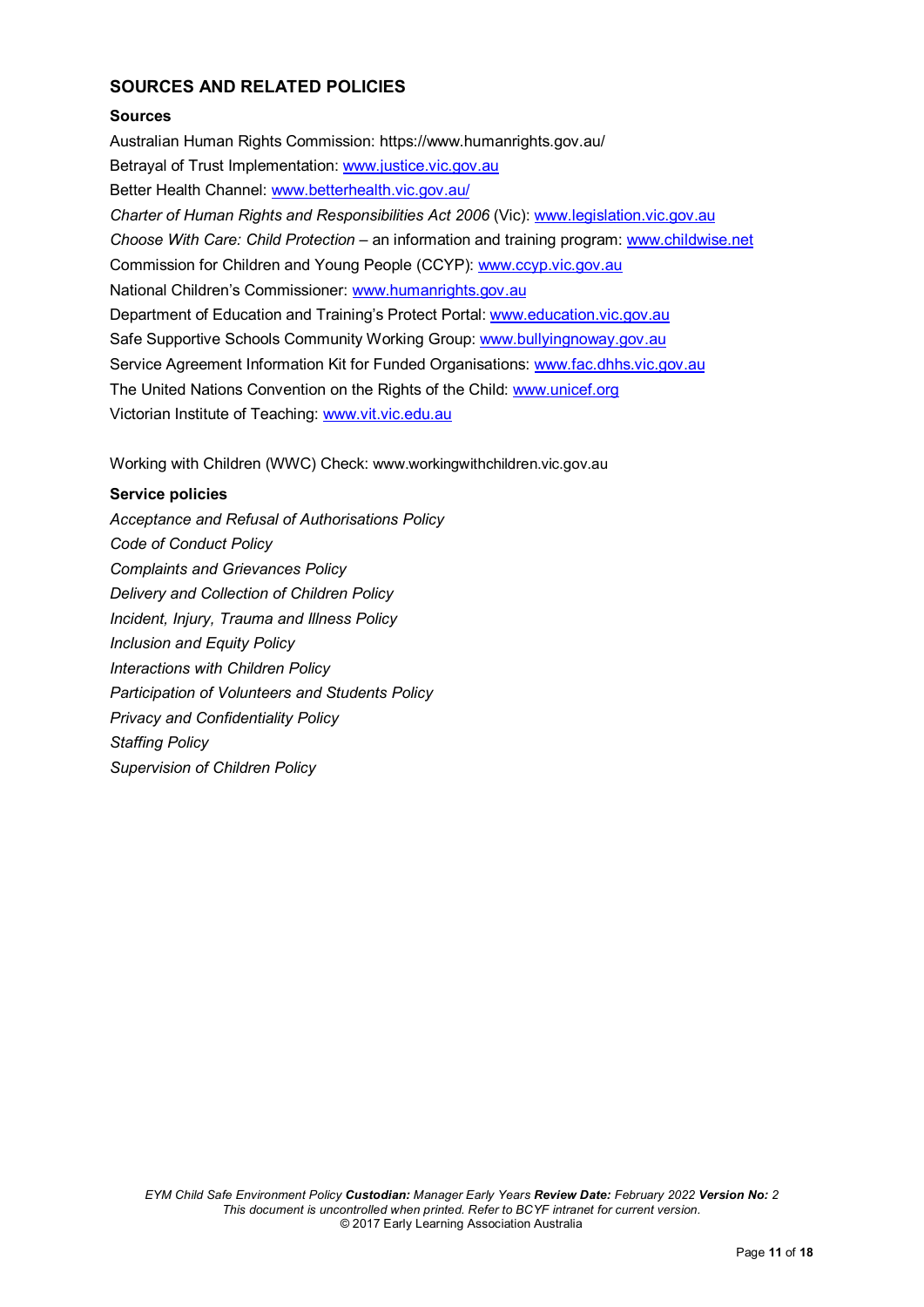## SOURCES AND RELATED POLICIES

### Sources

Australian Human Rights Commission: https://www.humanrights.gov.au/
Betrayal of Trust Implementation: www.justice.vic.gov.au
Better Health Channel: www.betterhealth.vic.gov.au/
*Charter of Human Rights and Responsibilities Act 2006* (Vic): www.legislation.vic.gov.au
*Choose With Care: Child Protection* – an information and training program: www.childwise.net
Commission for Children and Young People (CCYP): www.ccyp.vic.gov.au
National Children's Commissioner: www.humanrights.gov.au
Department of Education and Training's Protect Portal: www.education.vic.gov.au
Safe Supportive Schools Community Working Group: www.bullyingnoway.gov.au
Service Agreement Information Kit for Funded Organisations: www.fac.dhhs.vic.gov.au
The United Nations Convention on the Rights of the Child: www.unicef.org
Victorian Institute of Teaching: www.vit.vic.edu.au

Working with Children (WWC) Check: www.workingwithchildren.vic.gov.au

### Service policies

*Acceptance and Refusal of Authorisations Policy*
*Code of Conduct Policy*
*Complaints and Grievances Policy*
*Delivery and Collection of Children Policy*
*Incident, Injury, Trauma and Illness Policy*
*Inclusion and Equity Policy*
*Interactions with Children Policy*
*Participation of Volunteers and Students Policy*
*Privacy and Confidentiality Policy*
*Staffing Policy*
*Supervision of Children Policy*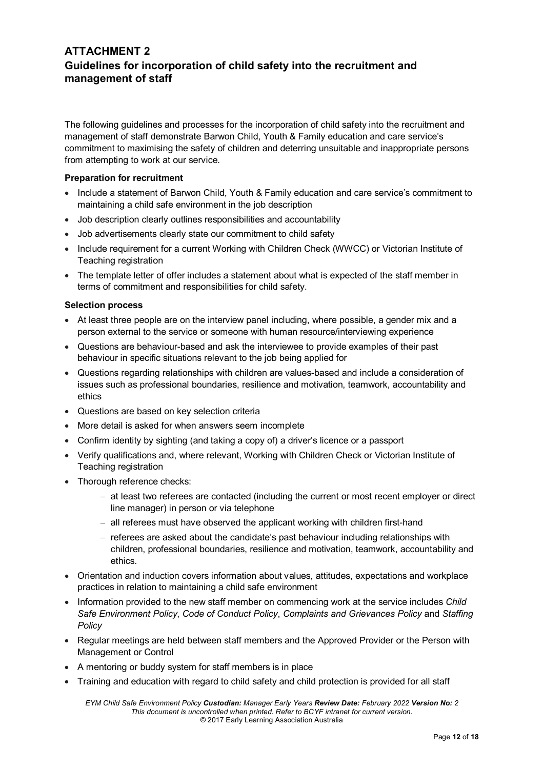## ATTACHMENT 2
## Guidelines for incorporation of child safety into the recruitment and management of staff

The following guidelines and processes for the incorporation of child safety into the recruitment and management of staff demonstrate Barwon Child, Youth & Family education and care service's commitment to maximising the safety of children and deterring unsuitable and inappropriate persons from attempting to work at our service.

**Preparation for recruitment**

- Include a statement of Barwon Child, Youth & Family education and care service's commitment to maintaining a child safe environment in the job description
- Job description clearly outlines responsibilities and accountability
- Job advertisements clearly state our commitment to child safety
- Include requirement for a current Working with Children Check (WWCC) or Victorian Institute of Teaching registration
- The template letter of offer includes a statement about what is expected of the staff member in terms of commitment and responsibilities for child safety.

**Selection process**

- At least three people are on the interview panel including, where possible, a gender mix and a person external to the service or someone with human resource/interviewing experience
- Questions are behaviour-based and ask the interviewee to provide examples of their past behaviour in specific situations relevant to the job being applied for
- Questions regarding relationships with children are values-based and include a consideration of issues such as professional boundaries, resilience and motivation, teamwork, accountability and ethics
- Questions are based on key selection criteria
- More detail is asked for when answers seem incomplete
- Confirm identity by sighting (and taking a copy of) a driver's licence or a passport
- Verify qualifications and, where relevant, Working with Children Check or Victorian Institute of Teaching registration
- Thorough reference checks:
  - at least two referees are contacted (including the current or most recent employer or direct line manager) in person or via telephone
  - all referees must have observed the applicant working with children first-hand
  - referees are asked about the candidate's past behaviour including relationships with children, professional boundaries, resilience and motivation, teamwork, accountability and ethics.
- Orientation and induction covers information about values, attitudes, expectations and workplace practices in relation to maintaining a child safe environment
- Information provided to the new staff member on commencing work at the service includes *Child Safe Environment Policy*, *Code of Conduct Policy*, *Complaints and Grievances Policy* and *Staffing Policy*
- Regular meetings are held between staff members and the Approved Provider or the Person with Management or Control
- A mentoring or buddy system for staff members is in place
- Training and education with regard to child safety and child protection is provided for all staff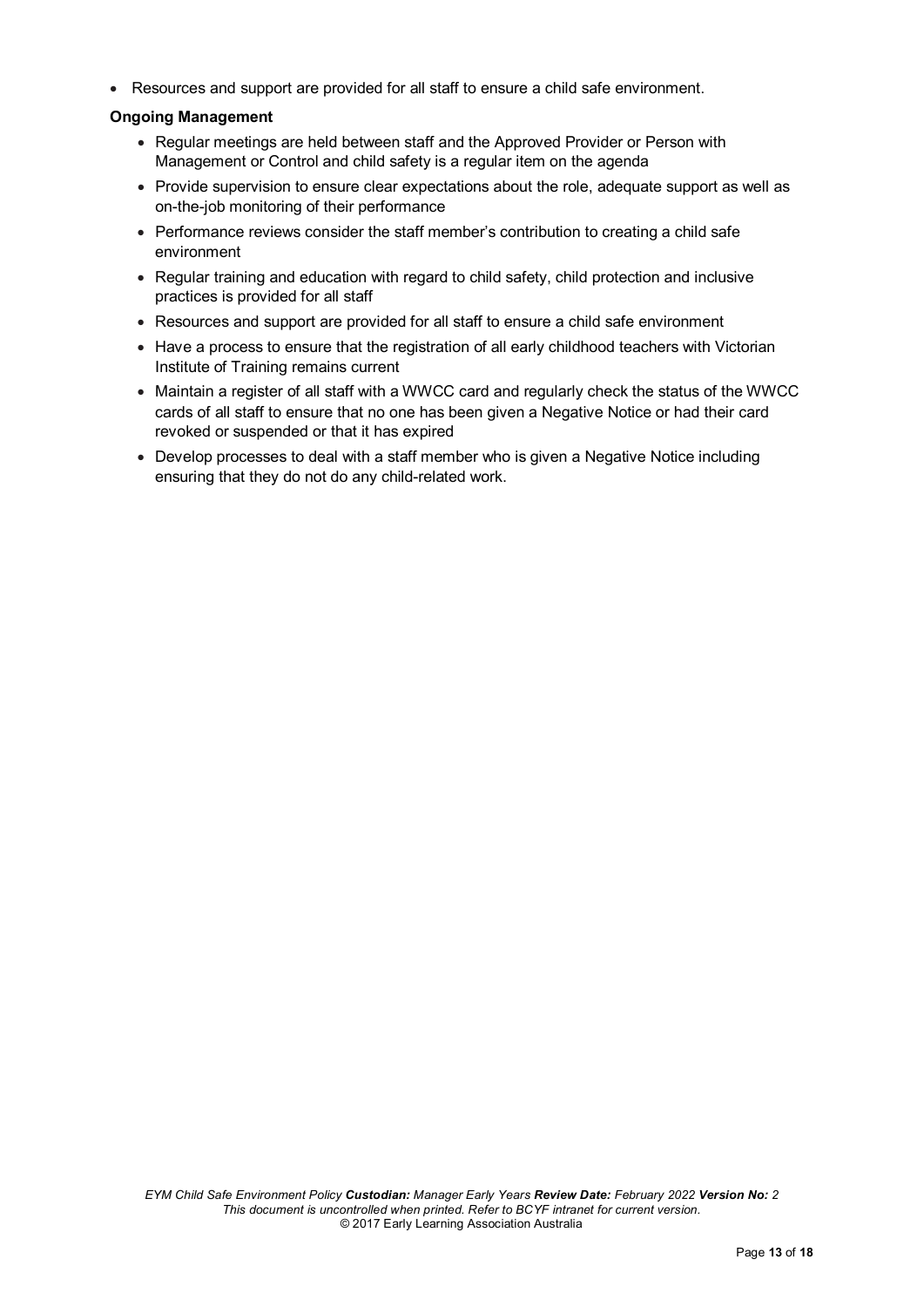- Resources and support are provided for all staff to ensure a child safe environment.

**Ongoing Management**

- Regular meetings are held between staff and the Approved Provider or Person with Management or Control and child safety is a regular item on the agenda
- Provide supervision to ensure clear expectations about the role, adequate support as well as on-the-job monitoring of their performance
- Performance reviews consider the staff member's contribution to creating a child safe environment
- Regular training and education with regard to child safety, child protection and inclusive practices is provided for all staff
- Resources and support are provided for all staff to ensure a child safe environment
- Have a process to ensure that the registration of all early childhood teachers with Victorian Institute of Training remains current
- Maintain a register of all staff with a WWCC card and regularly check the status of the WWCC cards of all staff to ensure that no one has been given a Negative Notice or had their card revoked or suspended or that it has expired
- Develop processes to deal with a staff member who is given a Negative Notice including ensuring that they do not do any child-related work.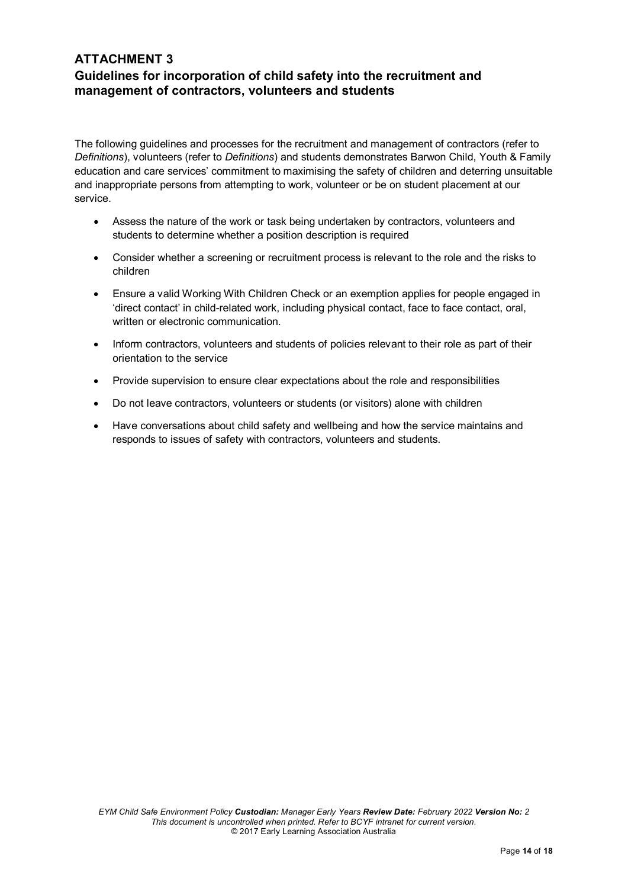## ATTACHMENT 3

## Guidelines for incorporation of child safety into the recruitment and management of contractors, volunteers and students

The following guidelines and processes for the recruitment and management of contractors (refer to *Definitions*), volunteers (refer to *Definitions*) and students demonstrates Barwon Child, Youth & Family education and care services' commitment to maximising the safety of children and deterring unsuitable and inappropriate persons from attempting to work, volunteer or be on student placement at our service.

- Assess the nature of the work or task being undertaken by contractors, volunteers and students to determine whether a position description is required
- Consider whether a screening or recruitment process is relevant to the role and the risks to children
- Ensure a valid Working With Children Check or an exemption applies for people engaged in 'direct contact' in child-related work, including physical contact, face to face contact, oral, written or electronic communication.
- Inform contractors, volunteers and students of policies relevant to their role as part of their orientation to the service
- Provide supervision to ensure clear expectations about the role and responsibilities
- Do not leave contractors, volunteers or students (or visitors) alone with children
- Have conversations about child safety and wellbeing and how the service maintains and responds to issues of safety with contractors, volunteers and students.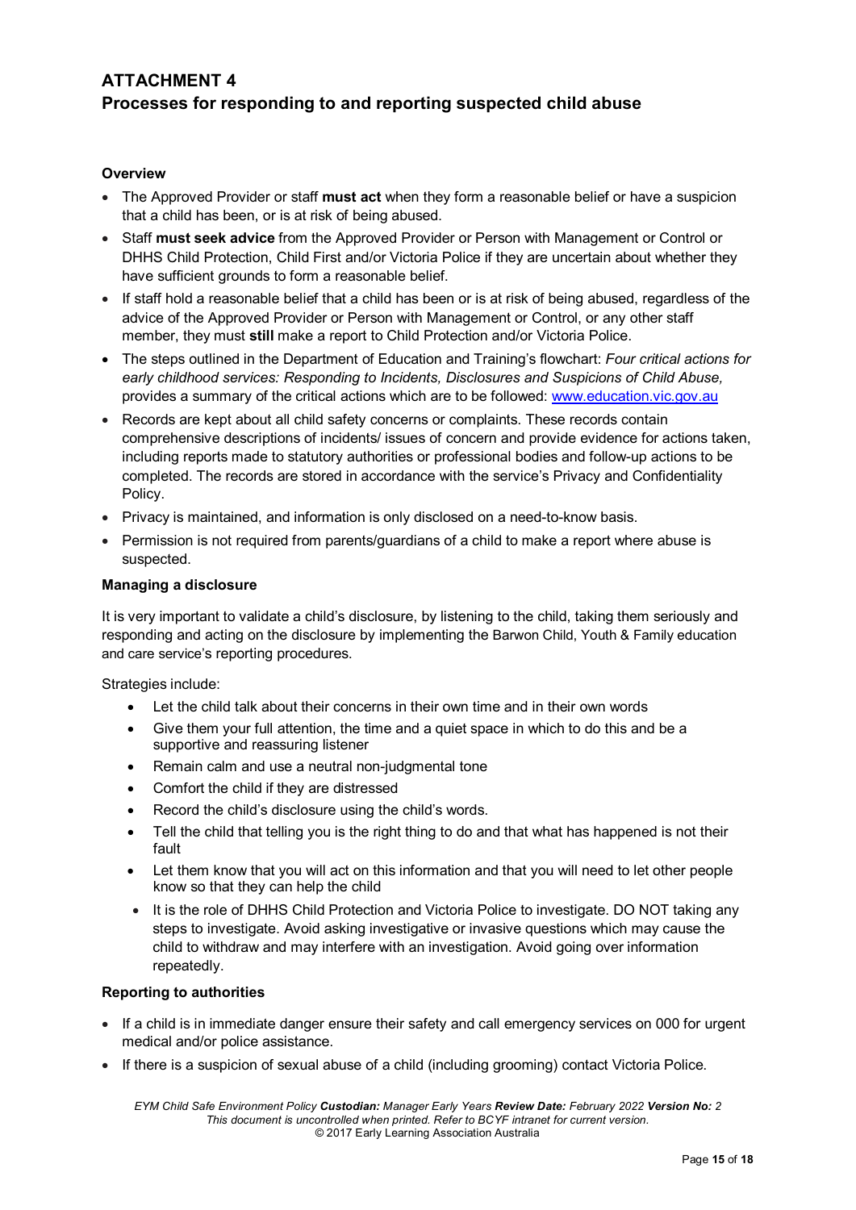# ATTACHMENT 4

## Processes for responding to and reporting suspected child abuse

### Overview

- The Approved Provider or staff **must act** when they form a reasonable belief or have a suspicion that a child has been, or is at risk of being abused.
- Staff **must seek advice** from the Approved Provider or Person with Management or Control or DHHS Child Protection, Child First and/or Victoria Police if they are uncertain about whether they have sufficient grounds to form a reasonable belief.
- If staff hold a reasonable belief that a child has been or is at risk of being abused, regardless of the advice of the Approved Provider or Person with Management or Control, or any other staff member, they must **still** make a report to Child Protection and/or Victoria Police.
- The steps outlined in the Department of Education and Training's flowchart: *Four critical actions for early childhood services: Responding to Incidents, Disclosures and Suspicions of Child Abuse,* provides a summary of the critical actions which are to be followed: [www.education.vic.gov.au](www.education.vic.gov.au)
- Records are kept about all child safety concerns or complaints. These records contain comprehensive descriptions of incidents/ issues of concern and provide evidence for actions taken, including reports made to statutory authorities or professional bodies and follow-up actions to be completed. The records are stored in accordance with the service's Privacy and Confidentiality Policy.
- Privacy is maintained, and information is only disclosed on a need-to-know basis.
- Permission is not required from parents/guardians of a child to make a report where abuse is suspected.

### Managing a disclosure

It is very important to validate a child's disclosure, by listening to the child, taking them seriously and responding and acting on the disclosure by implementing the Barwon Child, Youth & Family education and care service's reporting procedures.

Strategies include:

- Let the child talk about their concerns in their own time and in their own words
- Give them your full attention, the time and a quiet space in which to do this and be a supportive and reassuring listener
- Remain calm and use a neutral non-judgmental tone
- Comfort the child if they are distressed
- Record the child's disclosure using the child's words.
- Tell the child that telling you is the right thing to do and that what has happened is not their fault
- Let them know that you will act on this information and that you will need to let other people know so that they can help the child
- It is the role of DHHS Child Protection and Victoria Police to investigate. DO NOT taking any steps to investigate. Avoid asking investigative or invasive questions which may cause the child to withdraw and may interfere with an investigation. Avoid going over information repeatedly.

### Reporting to authorities

- If a child is in immediate danger ensure their safety and call emergency services on 000 for urgent medical and/or police assistance.
- If there is a suspicion of sexual abuse of a child (including grooming) contact Victoria Police.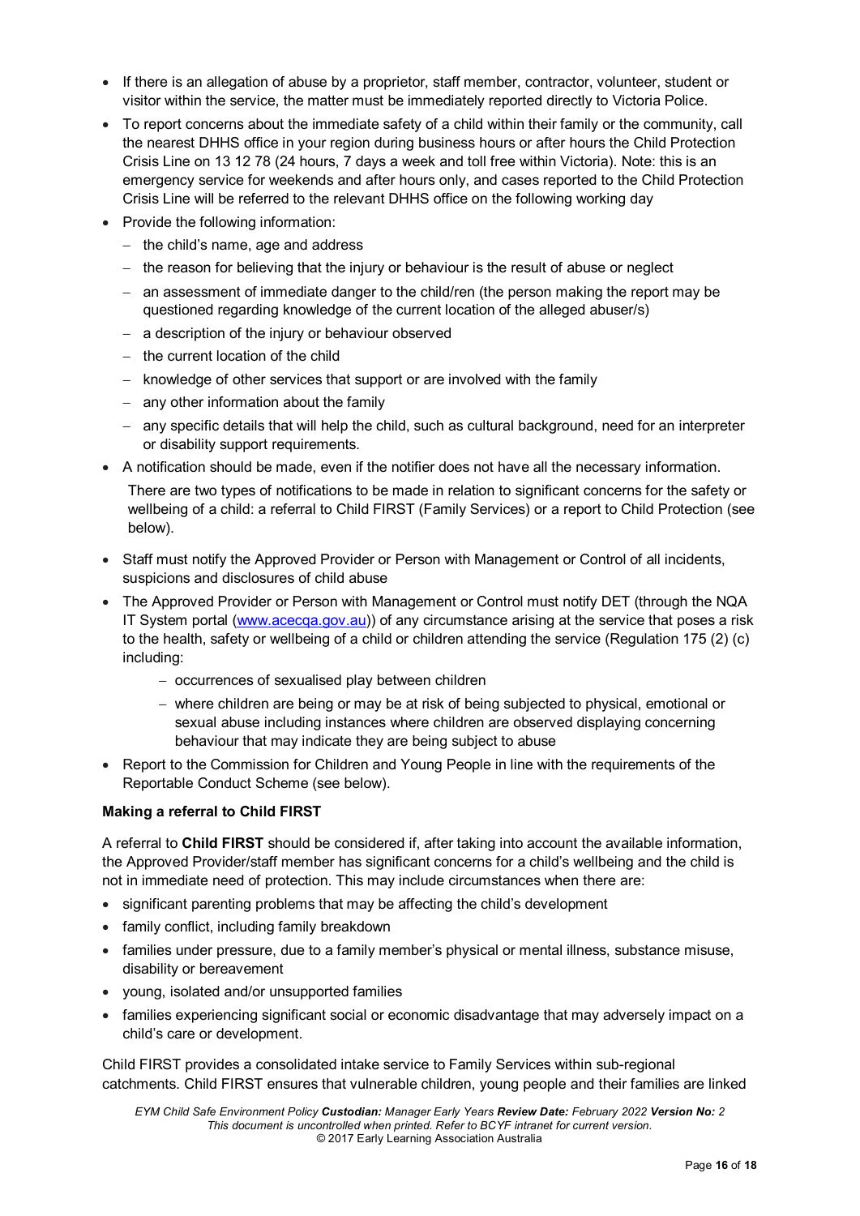- If there is an allegation of abuse by a proprietor, staff member, contractor, volunteer, student or visitor within the service, the matter must be immediately reported directly to Victoria Police.
- To report concerns about the immediate safety of a child within their family or the community, call the nearest DHHS office in your region during business hours or after hours the Child Protection Crisis Line on 13 12 78 (24 hours, 7 days a week and toll free within Victoria). Note: this is an emergency service for weekends and after hours only, and cases reported to the Child Protection Crisis Line will be referred to the relevant DHHS office on the following working day
- Provide the following information:
  - the child's name, age and address
  - the reason for believing that the injury or behaviour is the result of abuse or neglect
  - an assessment of immediate danger to the child/ren (the person making the report may be questioned regarding knowledge of the current location of the alleged abuser/s)
  - a description of the injury or behaviour observed
  - the current location of the child
  - knowledge of other services that support or are involved with the family
  - any other information about the family
  - any specific details that will help the child, such as cultural background, need for an interpreter or disability support requirements.
- A notification should be made, even if the notifier does not have all the necessary information.

  There are two types of notifications to be made in relation to significant concerns for the safety or wellbeing of a child: a referral to Child FIRST (Family Services) or a report to Child Protection (see below).

- Staff must notify the Approved Provider or Person with Management or Control of all incidents, suspicions and disclosures of child abuse
- The Approved Provider or Person with Management or Control must notify DET (through the NQA IT System portal (www.acecqa.gov.au)) of any circumstance arising at the service that poses a risk to the health, safety or wellbeing of a child or children attending the service (Regulation 175 (2) (c) including:
  - occurrences of sexualised play between children
  - where children are being or may be at risk of being subjected to physical, emotional or sexual abuse including instances where children are observed displaying concerning behaviour that may indicate they are being subject to abuse
- Report to the Commission for Children and Young People in line with the requirements of the Reportable Conduct Scheme (see below).

**Making a referral to Child FIRST**

A referral to **Child FIRST** should be considered if, after taking into account the available information, the Approved Provider/staff member has significant concerns for a child's wellbeing and the child is not in immediate need of protection. This may include circumstances when there are:

- significant parenting problems that may be affecting the child's development
- family conflict, including family breakdown
- families under pressure, due to a family member's physical or mental illness, substance misuse, disability or bereavement
- young, isolated and/or unsupported families
- families experiencing significant social or economic disadvantage that may adversely impact on a child's care or development.

Child FIRST provides a consolidated intake service to Family Services within sub-regional catchments. Child FIRST ensures that vulnerable children, young people and their families are linked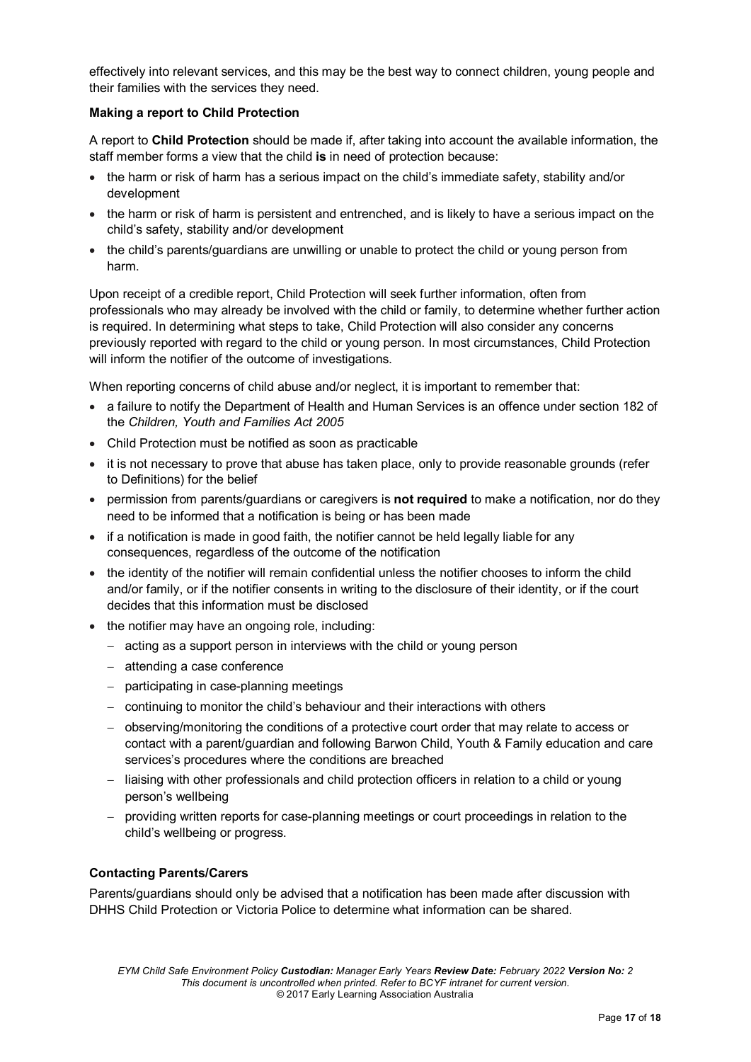effectively into relevant services, and this may be the best way to connect children, young people and their families with the services they need.

**Making a report to Child Protection**

A report to **Child Protection** should be made if, after taking into account the available information, the staff member forms a view that the child **is** in need of protection because:

- the harm or risk of harm has a serious impact on the child's immediate safety, stability and/or development
- the harm or risk of harm is persistent and entrenched, and is likely to have a serious impact on the child's safety, stability and/or development
- the child's parents/guardians are unwilling or unable to protect the child or young person from harm.

Upon receipt of a credible report, Child Protection will seek further information, often from professionals who may already be involved with the child or family, to determine whether further action is required. In determining what steps to take, Child Protection will also consider any concerns previously reported with regard to the child or young person. In most circumstances, Child Protection will inform the notifier of the outcome of investigations.

When reporting concerns of child abuse and/or neglect, it is important to remember that:

- a failure to notify the Department of Health and Human Services is an offence under section 182 of the *Children, Youth and Families Act 2005*
- Child Protection must be notified as soon as practicable
- it is not necessary to prove that abuse has taken place, only to provide reasonable grounds (refer to Definitions) for the belief
- permission from parents/guardians or caregivers is **not required** to make a notification, nor do they need to be informed that a notification is being or has been made
- if a notification is made in good faith, the notifier cannot be held legally liable for any consequences, regardless of the outcome of the notification
- the identity of the notifier will remain confidential unless the notifier chooses to inform the child and/or family, or if the notifier consents in writing to the disclosure of their identity, or if the court decides that this information must be disclosed
- the notifier may have an ongoing role, including:
  - acting as a support person in interviews with the child or young person
  - attending a case conference
  - participating in case-planning meetings
  - continuing to monitor the child's behaviour and their interactions with others
  - observing/monitoring the conditions of a protective court order that may relate to access or contact with a parent/guardian and following Barwon Child, Youth & Family education and care services's procedures where the conditions are breached
  - liaising with other professionals and child protection officers in relation to a child or young person's wellbeing
  - providing written reports for case-planning meetings or court proceedings in relation to the child's wellbeing or progress.

**Contacting Parents/Carers**

Parents/guardians should only be advised that a notification has been made after discussion with DHHS Child Protection or Victoria Police to determine what information can be shared.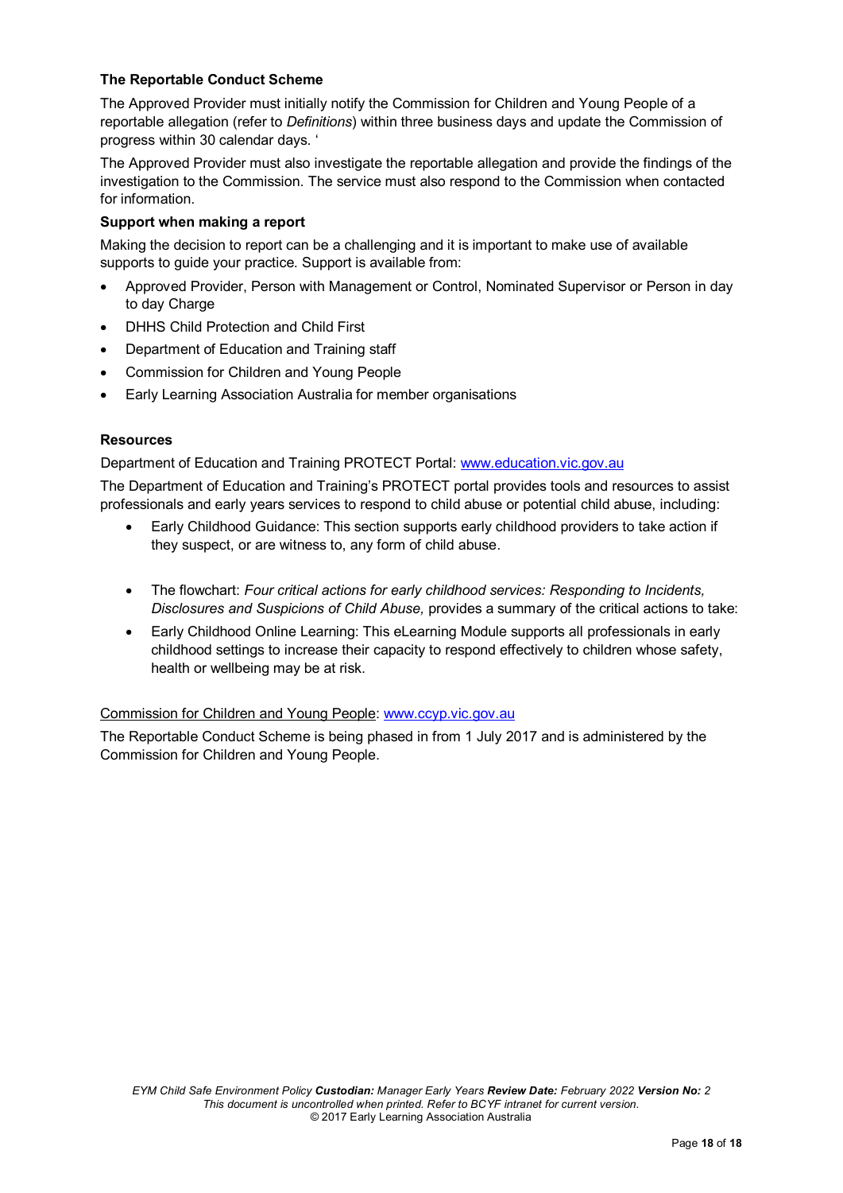**The Reportable Conduct Scheme**

The Approved Provider must initially notify the Commission for Children and Young People of a reportable allegation (refer to *Definitions*) within three business days and update the Commission of progress within 30 calendar days. '

The Approved Provider must also investigate the reportable allegation and provide the findings of the investigation to the Commission. The service must also respond to the Commission when contacted for information.

**Support when making a report**

Making the decision to report can be a challenging and it is important to make use of available supports to guide your practice. Support is available from:

- Approved Provider, Person with Management or Control, Nominated Supervisor or Person in day to day Charge
- DHHS Child Protection and Child First
- Department of Education and Training staff
- Commission for Children and Young People
- Early Learning Association Australia for member organisations

**Resources**

Department of Education and Training PROTECT Portal: www.education.vic.gov.au

The Department of Education and Training's PROTECT portal provides tools and resources to assist professionals and early years services to respond to child abuse or potential child abuse, including:

- Early Childhood Guidance: This section supports early childhood providers to take action if they suspect, or are witness to, any form of child abuse.
- The flowchart: *Four critical actions for early childhood services: Responding to Incidents, Disclosures and Suspicions of Child Abuse,* provides a summary of the critical actions to take:
- Early Childhood Online Learning: This eLearning Module supports all professionals in early childhood settings to increase their capacity to respond effectively to children whose safety, health or wellbeing may be at risk.

Commission for Children and Young People: www.ccyp.vic.gov.au

The Reportable Conduct Scheme is being phased in from 1 July 2017 and is administered by the Commission for Children and Young People.